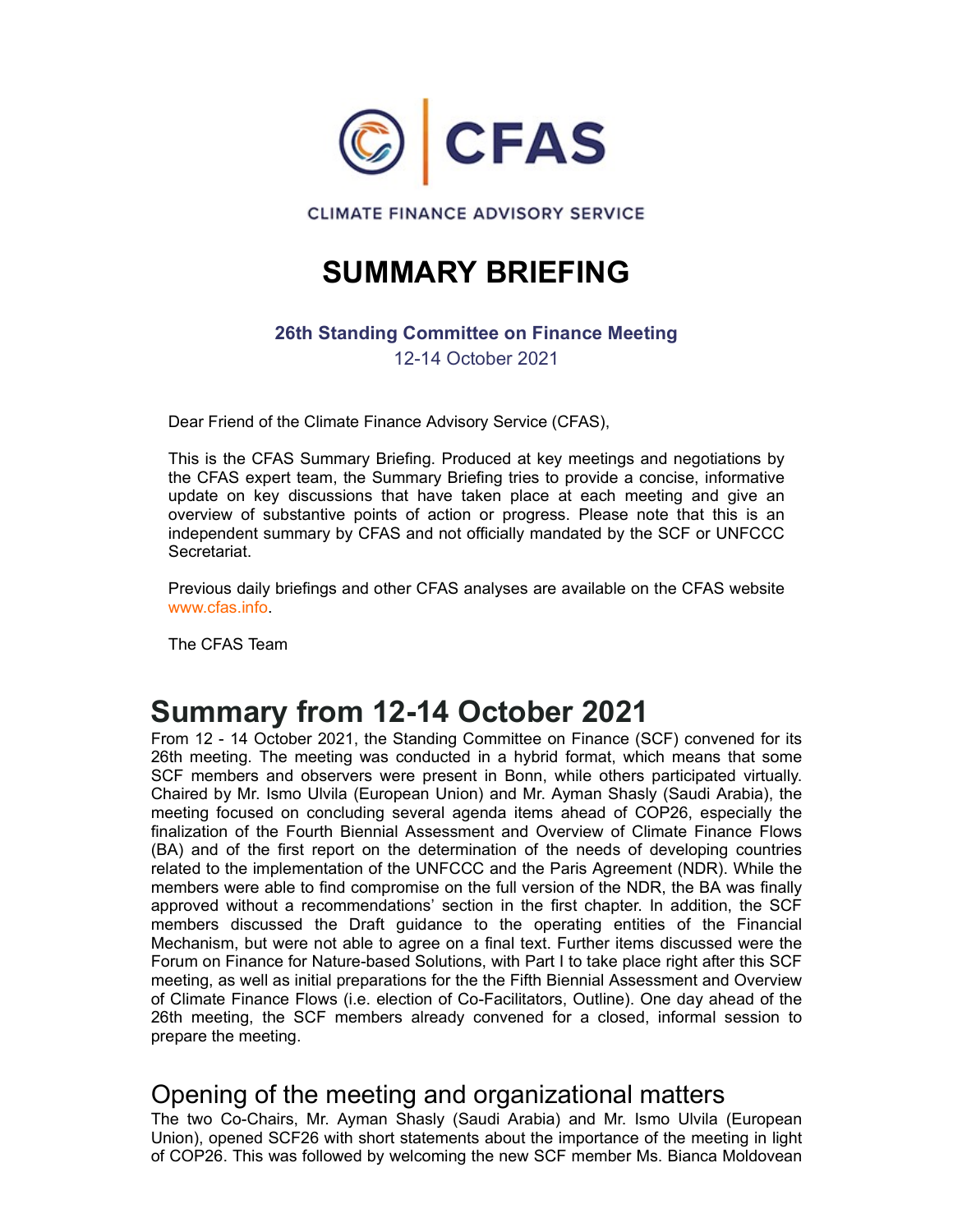CFAS

CLIMATE FINANCE ADVISORY SERVICE

# SUMMARY BRIEFING

**26th Standing Committee on Finance Meeting**

12-14 October 2021

Dear Friend of the Climate Finance Advisory Service (CFAS),

This is the CFAS Summary Briefing. Produced at key meetings and negotiations by the CFAS expert team, the Summary Briefing tries to provide a concise, informative update on key discussions that have taken place at each meeting and give an overview of substantive points of action or progress. Please note that this is an independent summary by CFAS and not officially mandated by the SCF or UNFCCC Secretariat.

Previous daily briefings and other CFAS analyses are available on the CFAS website www.cfas.info.

The CFAS Team

# Summary from 12-14 October 2021

From 12 - 14 October 2021, the Standing Committee on Finance (SCF) convened for its 26th meeting. The meeting was conducted in a hybrid format, which means that some SCF members and observers were present in Bonn, while others participated virtually. Chaired by Mr. Ismo Ulvila (European Union) and Mr. Ayman Shasly (Saudi Arabia), the meeting focused on concluding several agenda items ahead of COP26, especially the finalization of the Fourth Biennial Assessment and Overview of Climate Finance Flows (BA) and of the first report on the determination of the needs of developing countries related to the implementation of the UNFCCC and the Paris Agreement (NDR). While the members were able to find compromise on the full version of the NDR, the BA was finally approved without a recommendations' section in the first chapter. In addition, the SCF members discussed the Draft guidance to the operating entities of the Financial Mechanism, but were not able to agree on a final text. Further items discussed were the Forum on Finance for Nature-based Solutions, with Part I to take place right after this SCF meeting, as well as initial preparations for the the Fifth Biennial Assessment and Overview of Climate Finance Flows (i.e. election of Co-Facilitators, Outline). One day ahead of the 26th meeting, the SCF members already convened for a closed, informal session to prepare the meeting.

## Opening of the meeting and organizational matters

The two Co-Chairs, Mr. Ayman Shasly (Saudi Arabia) and Mr. Ismo Ulvila (European Union), opened SCF26 with short statements about the importance of the meeting in light of COP26. This was followed by welcoming the new SCF member Ms. Bianca Moldovean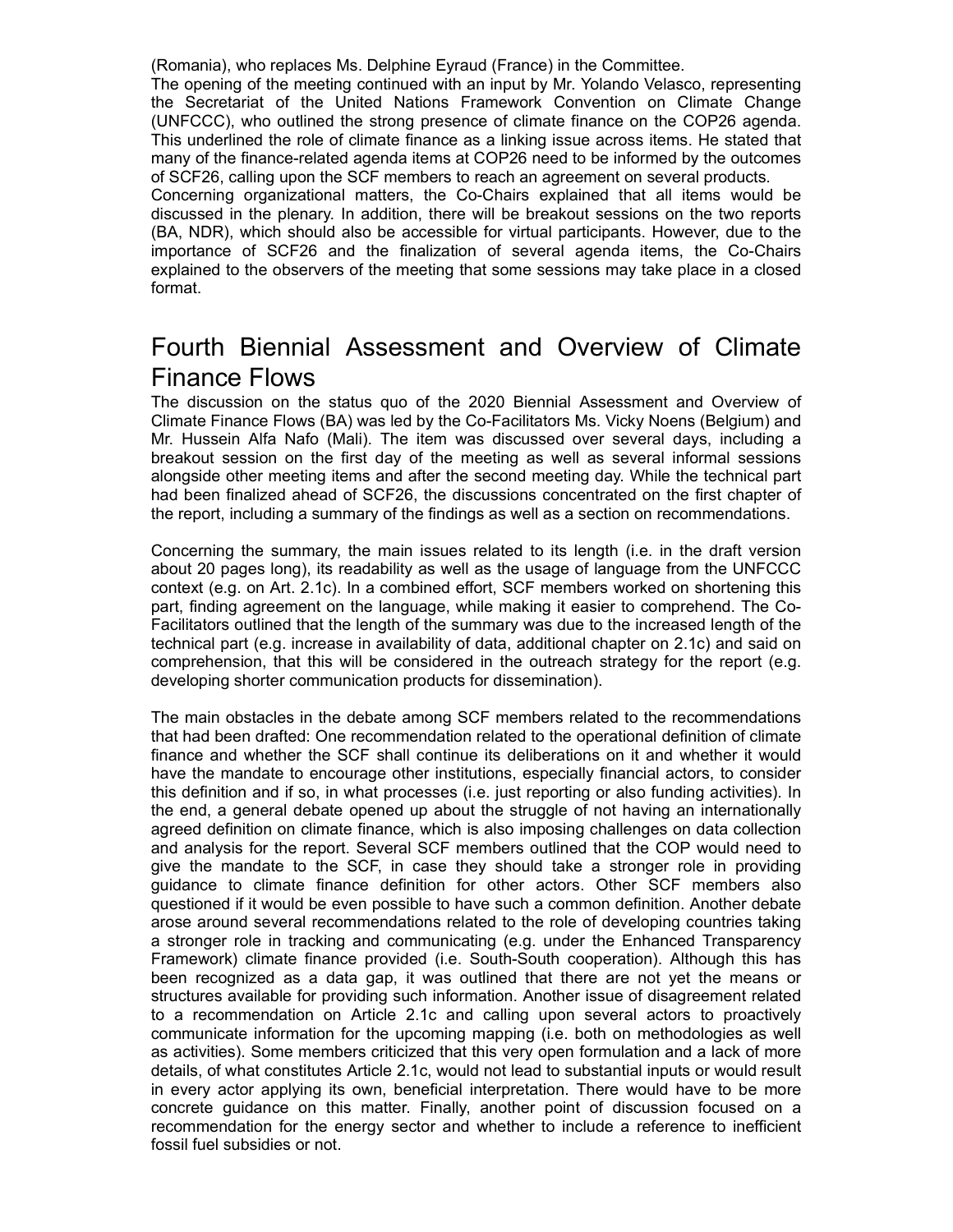(Romania), who replaces Ms. Delphine Eyraud (France) in the Committee.

The opening of the meeting continued with an input by Mr. Yolando Velasco, representing the Secretariat of the United Nations Framework Convention on Climate Change (UNFCCC), who outlined the strong presence of climate finance on the COP26 agenda. This underlined the role of climate finance as a linking issue across items. He stated that many of the finance-related agenda items at COP26 need to be informed by the outcomes of SCF26, calling upon the SCF members to reach an agreement on several products.

Concerning organizational matters, the Co-Chairs explained that all items would be discussed in the plenary. In addition, there will be breakout sessions on the two reports (BA, NDR), which should also be accessible for virtual participants. However, due to the importance of SCF26 and the finalization of several agenda items, the Co-Chairs explained to the observers of the meeting that some sessions may take place in a closed format.

## Fourth Biennial Assessment and Overview of Climate Finance Flows

The discussion on the status quo of the 2020 Biennial Assessment and Overview of Climate Finance Flows (BA) was led by the Co-Facilitators Ms. Vicky Noens (Belgium) and Mr. Hussein Alfa Nafo (Mali). The item was discussed over several days, including a breakout session on the first day of the meeting as well as several informal sessions alongside other meeting items and after the second meeting day. While the technical part had been finalized ahead of SCF26, the discussions concentrated on the first chapter of the report, including a summary of the findings as well as a section on recommendations.

Concerning the summary, the main issues related to its length (i.e. in the draft version about 20 pages long), its readability as well as the usage of language from the UNFCCC context (e.g. on Art. 2.1c). In a combined effort, SCF members worked on shortening this part, finding agreement on the language, while making it easier to comprehend. The Co-Facilitators outlined that the length of the summary was due to the increased length of the technical part (e.g. increase in availability of data, additional chapter on 2.1c) and said on comprehension, that this will be considered in the outreach strategy for the report (e.g. developing shorter communication products for dissemination).

The main obstacles in the debate among SCF members related to the recommendations that had been drafted: One recommendation related to the operational definition of climate finance and whether the SCF shall continue its deliberations on it and whether it would have the mandate to encourage other institutions, especially financial actors, to consider this definition and if so, in what processes (i.e. just reporting or also funding activities). In the end, a general debate opened up about the struggle of not having an internationally agreed definition on climate finance, which is also imposing challenges on data collection and analysis for the report. Several SCF members outlined that the COP would need to give the mandate to the SCF, in case they should take a stronger role in providing guidance to climate finance definition for other actors. Other SCF members also questioned if it would be even possible to have such a common definition. Another debate arose around several recommendations related to the role of developing countries taking a stronger role in tracking and communicating (e.g. under the Enhanced Transparency Framework) climate finance provided (i.e. South-South cooperation). Although this has been recognized as a data gap, it was outlined that there are not yet the means or structures available for providing such information. Another issue of disagreement related to a recommendation on Article 2.1c and calling upon several actors to proactively communicate information for the upcoming mapping (i.e. both on methodologies as well as activities). Some members criticized that this very open formulation and a lack of more details, of what constitutes Article 2.1c, would not lead to substantial inputs or would result in every actor applying its own, beneficial interpretation. There would have to be more concrete guidance on this matter. Finally, another point of discussion focused on a recommendation for the energy sector and whether to include a reference to inefficient fossil fuel subsidies or not.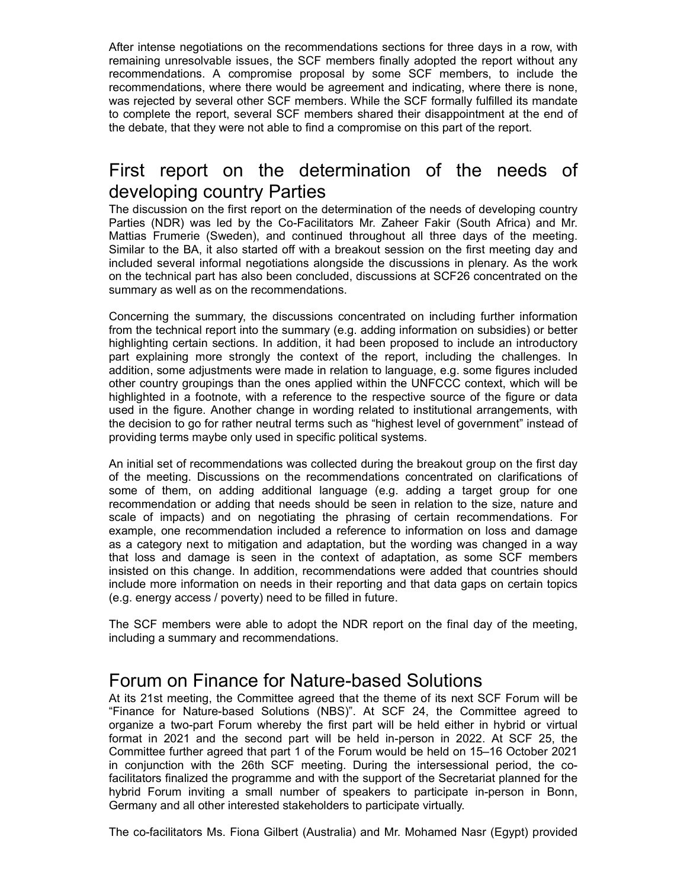After intense negotiations on the recommendations sections for three days in a row, with remaining unresolvable issues, the SCF members finally adopted the report without any recommendations. A compromise proposal by some SCF members, to include the recommendations, where there would be agreement and indicating, where there is none, was rejected by several other SCF members. While the SCF formally fulfilled its mandate to complete the report, several SCF members shared their disappointment at the end of the debate, that they were not able to find a compromise on this part of the report.

## First report on the determination of the needs of developing country Parties

The discussion on the first report on the determination of the needs of developing country Parties (NDR) was led by the Co-Facilitators Mr. Zaheer Fakir (South Africa) and Mr. Mattias Frumerie (Sweden), and continued throughout all three days of the meeting. Similar to the BA, it also started off with a breakout session on the first meeting day and included several informal negotiations alongside the discussions in plenary. As the work on the technical part has also been concluded, discussions at SCF26 concentrated on the summary as well as on the recommendations.

Concerning the summary, the discussions concentrated on including further information from the technical report into the summary (e.g. adding information on subsidies) or better highlighting certain sections. In addition, it had been proposed to include an introductory part explaining more strongly the context of the report, including the challenges. In addition, some adjustments were made in relation to language, e.g. some figures included other country groupings than the ones applied within the UNFCCC context, which will be highlighted in a footnote, with a reference to the respective source of the figure or data used in the figure. Another change in wording related to institutional arrangements, with the decision to go for rather neutral terms such as "highest level of government" instead of providing terms maybe only used in specific political systems.

An initial set of recommendations was collected during the breakout group on the first day of the meeting. Discussions on the recommendations concentrated on clarifications of some of them, on adding additional language (e.g. adding a target group for one recommendation or adding that needs should be seen in relation to the size, nature and scale of impacts) and on negotiating the phrasing of certain recommendations. For example, one recommendation included a reference to information on loss and damage as a category next to mitigation and adaptation, but the wording was changed in a way that loss and damage is seen in the context of adaptation, as some SCF members insisted on this change. In addition, recommendations were added that countries should include more information on needs in their reporting and that data gaps on certain topics (e.g. energy access / poverty) need to be filled in future.

The SCF members were able to adopt the NDR report on the final day of the meeting, including a summary and recommendations.

## Forum on Finance for Nature-based Solutions

At its 21st meeting, the Committee agreed that the theme of its next SCF Forum will be "Finance for Nature-based Solutions (NBS)". At SCF 24, the Committee agreed to organize a two-part Forum whereby the first part will be held either in hybrid or virtual format in 2021 and the second part will be held in-person in 2022. At SCF 25, the Committee further agreed that part 1 of the Forum would be held on 15–16 October 2021 in conjunction with the 26th SCF meeting. During the intersessional period, the co-facilitators finalized the programme and with the support of the Secretariat planned for the hybrid Forum inviting a small number of speakers to participate in-person in Bonn, Germany and all other interested stakeholders to participate virtually.

The co-facilitators Ms. Fiona Gilbert (Australia) and Mr. Mohamed Nasr (Egypt) provided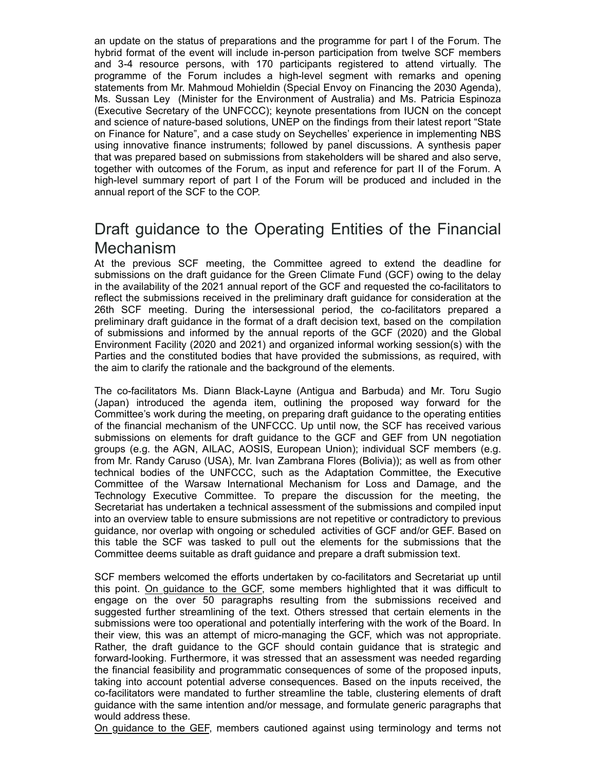an update on the status of preparations and the programme for part I of the Forum. The hybrid format of the event will include in-person participation from twelve SCF members and 3-4 resource persons, with 170 participants registered to attend virtually. The programme of the Forum includes a high-level segment with remarks and opening statements from Mr. Mahmoud Mohieldin (Special Envoy on Financing the 2030 Agenda), Ms. Sussan Ley (Minister for the Environment of Australia) and Ms. Patricia Espinoza (Executive Secretary of the UNFCCC); keynote presentations from IUCN on the concept and science of nature-based solutions, UNEP on the findings from their latest report "State on Finance for Nature", and a case study on Seychelles' experience in implementing NBS using innovative finance instruments; followed by panel discussions. A synthesis paper that was prepared based on submissions from stakeholders will be shared and also serve, together with outcomes of the Forum, as input and reference for part II of the Forum. A high-level summary report of part I of the Forum will be produced and included in the annual report of the SCF to the COP.

## Draft guidance to the Operating Entities of the Financial Mechanism

At the previous SCF meeting, the Committee agreed to extend the deadline for submissions on the draft guidance for the Green Climate Fund (GCF) owing to the delay in the availability of the 2021 annual report of the GCF and requested the co-facilitators to reflect the submissions received in the preliminary draft guidance for consideration at the 26th SCF meeting. During the intersessional period, the co-facilitators prepared a preliminary draft guidance in the format of a draft decision text, based on the compilation of submissions and informed by the annual reports of the GCF (2020) and the Global Environment Facility (2020 and 2021) and organized informal working session(s) with the Parties and the constituted bodies that have provided the submissions, as required, with the aim to clarify the rationale and the background of the elements.

The co-facilitators Ms. Diann Black-Layne (Antigua and Barbuda) and Mr. Toru Sugio (Japan) introduced the agenda item, outlining the proposed way forward for the Committee's work during the meeting, on preparing draft guidance to the operating entities of the financial mechanism of the UNFCCC. Up until now, the SCF has received various submissions on elements for draft guidance to the GCF and GEF from UN negotiation groups (e.g. the AGN, AILAC, AOSIS, European Union); individual SCF members (e.g. from Mr. Randy Caruso (USA), Mr. Ivan Zambrana Flores (Bolivia)); as well as from other technical bodies of the UNFCCC, such as the Adaptation Committee, the Executive Committee of the Warsaw International Mechanism for Loss and Damage, and the Technology Executive Committee. To prepare the discussion for the meeting, the Secretariat has undertaken a technical assessment of the submissions and compiled input into an overview table to ensure submissions are not repetitive or contradictory to previous guidance, nor overlap with ongoing or scheduled activities of GCF and/or GEF. Based on this table the SCF was tasked to pull out the elements for the submissions that the Committee deems suitable as draft guidance and prepare a draft submission text.

SCF members welcomed the efforts undertaken by co-facilitators and Secretariat up until this point. On guidance to the GCF, some members highlighted that it was difficult to engage on the over 50 paragraphs resulting from the submissions received and suggested further streamlining of the text. Others stressed that certain elements in the submissions were too operational and potentially interfering with the work of the Board. In their view, this was an attempt of micro-managing the GCF, which was not appropriate. Rather, the draft guidance to the GCF should contain guidance that is strategic and forward-looking. Furthermore, it was stressed that an assessment was needed regarding the financial feasibility and programmatic consequences of some of the proposed inputs, taking into account potential adverse consequences. Based on the inputs received, the co-facilitators were mandated to further streamline the table, clustering elements of draft guidance with the same intention and/or message, and formulate generic paragraphs that would address these.

On guidance to the GEF, members cautioned against using terminology and terms not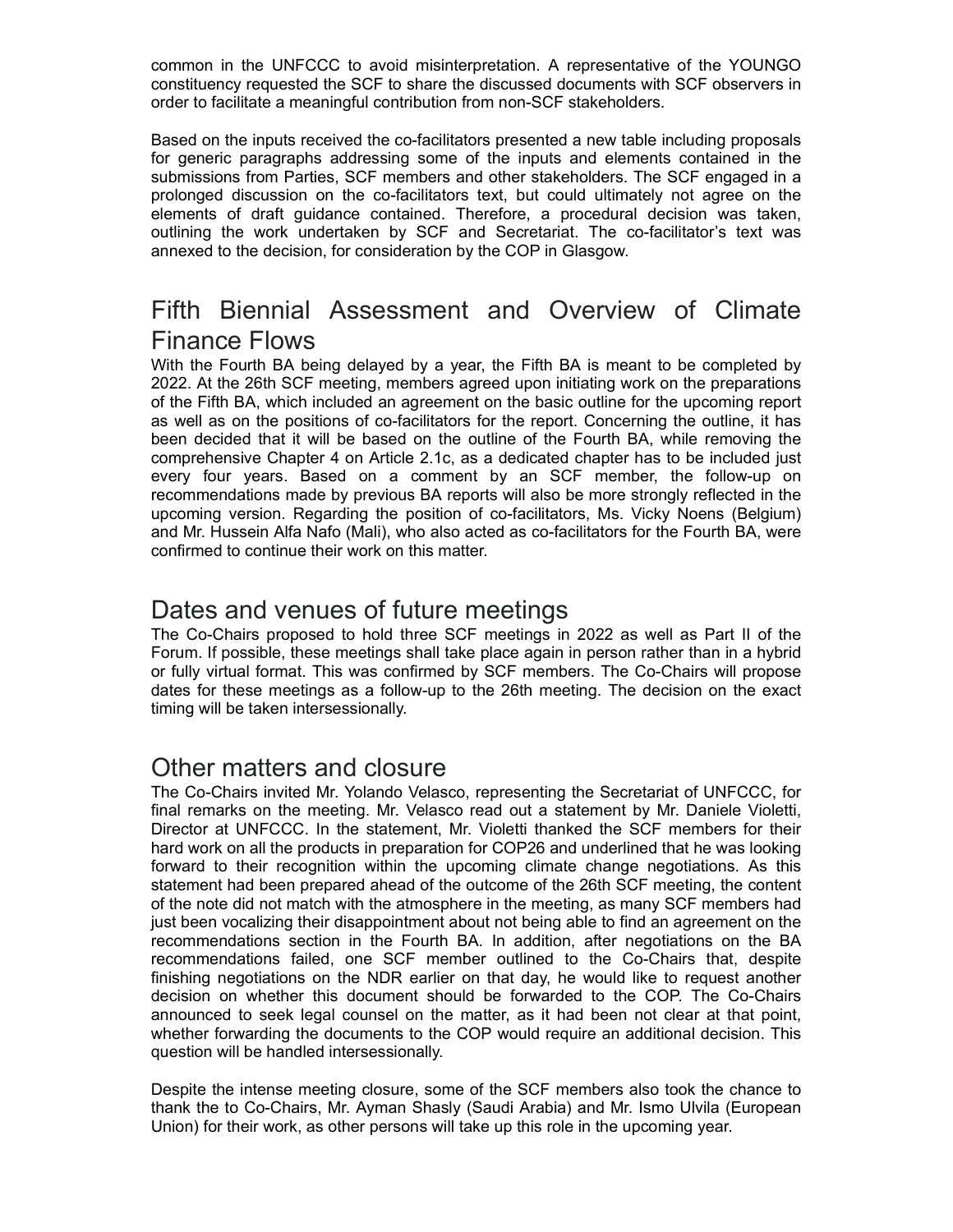common in the UNFCCC to avoid misinterpretation. A representative of the YOUNGO constituency requested the SCF to share the discussed documents with SCF observers in order to facilitate a meaningful contribution from non-SCF stakeholders.

Based on the inputs received the co-facilitators presented a new table including proposals for generic paragraphs addressing some of the inputs and elements contained in the submissions from Parties, SCF members and other stakeholders. The SCF engaged in a prolonged discussion on the co-facilitators text, but could ultimately not agree on the elements of draft guidance contained. Therefore, a procedural decision was taken, outlining the work undertaken by SCF and Secretariat. The co-facilitator's text was annexed to the decision, for consideration by the COP in Glasgow.

## Fifth Biennial Assessment and Overview of Climate Finance Flows

With the Fourth BA being delayed by a year, the Fifth BA is meant to be completed by 2022. At the 26th SCF meeting, members agreed upon initiating work on the preparations of the Fifth BA, which included an agreement on the basic outline for the upcoming report as well as on the positions of co-facilitators for the report. Concerning the outline, it has been decided that it will be based on the outline of the Fourth BA, while removing the comprehensive Chapter 4 on Article 2.1c, as a dedicated chapter has to be included just every four years. Based on a comment by an SCF member, the follow-up on recommendations made by previous BA reports will also be more strongly reflected in the upcoming version. Regarding the position of co-facilitators, Ms. Vicky Noens (Belgium) and Mr. Hussein Alfa Nafo (Mali), who also acted as co-facilitators for the Fourth BA, were confirmed to continue their work on this matter.

## Dates and venues of future meetings

The Co-Chairs proposed to hold three SCF meetings in 2022 as well as Part II of the Forum. If possible, these meetings shall take place again in person rather than in a hybrid or fully virtual format. This was confirmed by SCF members. The Co-Chairs will propose dates for these meetings as a follow-up to the 26th meeting. The decision on the exact timing will be taken intersessionally.

## Other matters and closure

The Co-Chairs invited Mr. Yolando Velasco, representing the Secretariat of UNFCCC, for final remarks on the meeting. Mr. Velasco read out a statement by Mr. Daniele Violetti, Director at UNFCCC. In the statement, Mr. Violetti thanked the SCF members for their hard work on all the products in preparation for COP26 and underlined that he was looking forward to their recognition within the upcoming climate change negotiations. As this statement had been prepared ahead of the outcome of the 26th SCF meeting, the content of the note did not match with the atmosphere in the meeting, as many SCF members had just been vocalizing their disappointment about not being able to find an agreement on the recommendations section in the Fourth BA. In addition, after negotiations on the BA recommendations failed, one SCF member outlined to the Co-Chairs that, despite finishing negotiations on the NDR earlier on that day, he would like to request another decision on whether this document should be forwarded to the COP. The Co-Chairs announced to seek legal counsel on the matter, as it had been not clear at that point, whether forwarding the documents to the COP would require an additional decision. This question will be handled intersessionally.

Despite the intense meeting closure, some of the SCF members also took the chance to thank the to Co-Chairs, Mr. Ayman Shasly (Saudi Arabia) and Mr. Ismo Ulvila (European Union) for their work, as other persons will take up this role in the upcoming year.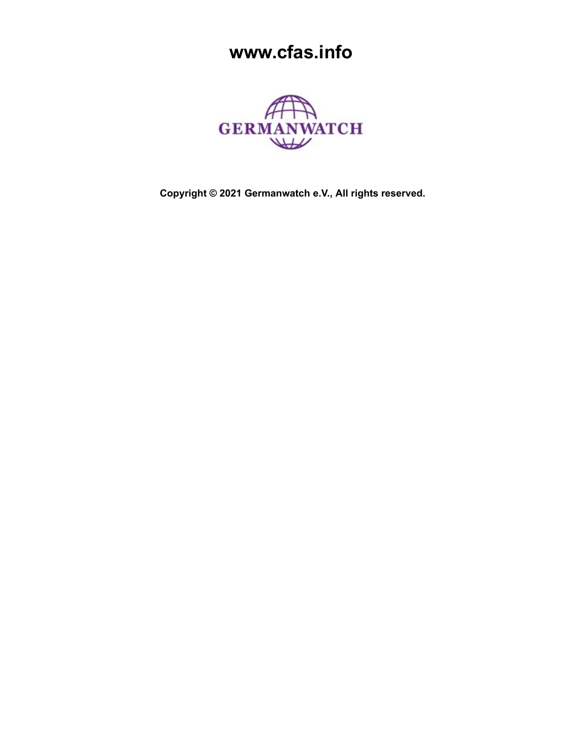**www.cfas.info**

GERMANWATCH

**Copyright © 2021 Germanwatch e.V., All rights reserved.**